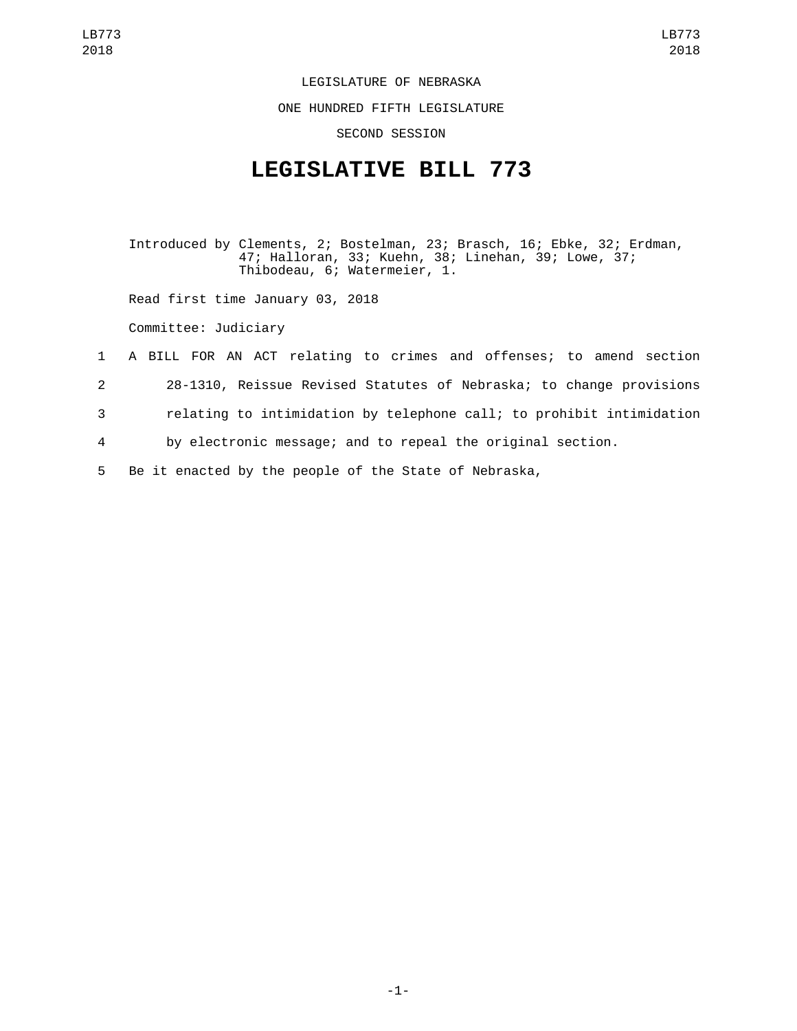LEGISLATURE OF NEBRASKA

ONE HUNDRED FIFTH LEGISLATURE

SECOND SESSION

# LEGISLATIVE BILL 773

Introduced by Clements, 2; Bostelman, 23; Brasch, 16; Ebke, 32; Erdman, 47; Halloran, 33; Kuehn, 38; Linehan, 39; Lowe, 37; Thibodeau, 6; Watermeier, 1.

Read first time January 03, 2018

Committee: Judiciary

1 A BILL FOR AN ACT relating to crimes and offenses; to amend section
2 28-1310, Reissue Revised Statutes of Nebraska; to change provisions
3 relating to intimidation by telephone call; to prohibit intimidation
4 by electronic message; and to repeal the original section.

5 Be it enacted by the people of the State of Nebraska,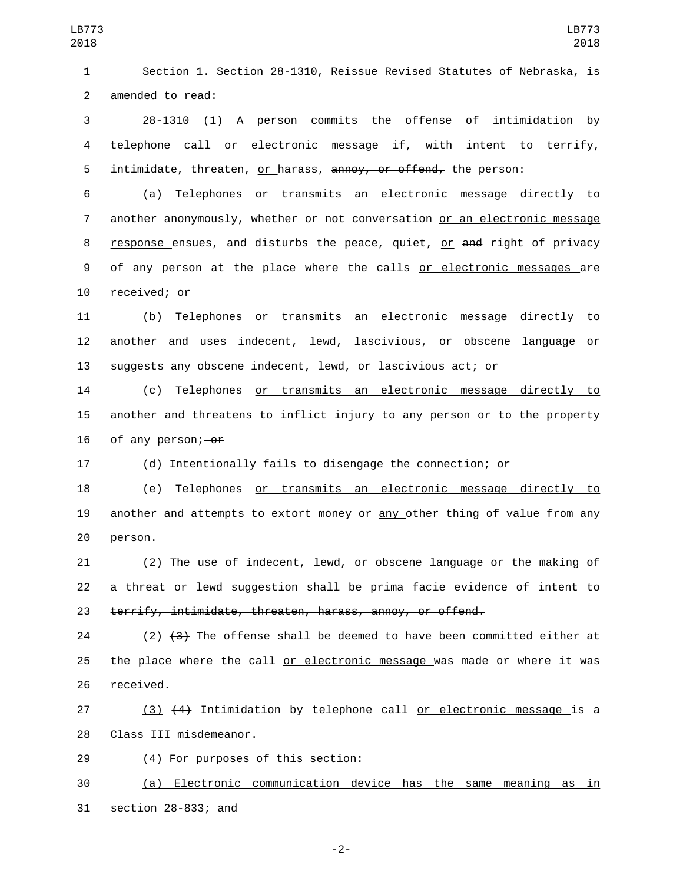Section 1. Section 28-1310, Reissue Revised Statutes of Nebraska, is amended to read:

28-1310 (1) A person commits the offense of intimidation by telephone call <u>or electronic message</u> if, with intent to ~~terrify,~~ intimidate, threaten, <u>or</u> harass, ~~annoy, or offend,~~ the person:

(a) Telephones <u>or transmits an electronic message directly to</u> another anonymously, whether or not conversation <u>or an electronic message response</u> ensues, and disturbs the peace, quiet, <u>or</u> ~~and~~ right of privacy of any person at the place where the calls <u>or electronic messages</u> are received; ~~or~~

(b) Telephones <u>or transmits an electronic message directly to</u> another and uses ~~indecent, lewd, lascivious, or~~ obscene language or suggests any <u>obscene</u> ~~indecent, lewd, or lascivious~~ act; ~~or~~

(c) Telephones <u>or transmits an electronic message directly to</u> another and threatens to inflict injury to any person or to the property of any person; ~~or~~

(d) Intentionally fails to disengage the connection; or

(e) Telephones <u>or transmits an electronic message directly to</u> another and attempts to extort money or <u>any</u> other thing of value from any person.

~~(2) The use of indecent, lewd, or obscene language or the making of a threat or lewd suggestion shall be prima facie evidence of intent to terrify, intimidate, threaten, harass, annoy, or offend.~~

<u>(2)</u> ~~(3)~~ The offense shall be deemed to have been committed either at the place where the call <u>or electronic message</u> was made or where it was received.

<u>(3)</u> ~~(4)~~ Intimidation by telephone call <u>or electronic message</u> is a Class III misdemeanor.

<u>(4) For purposes of this section:</u>

<u>(a) Electronic communication device has the same meaning as in section 28-833; and</u>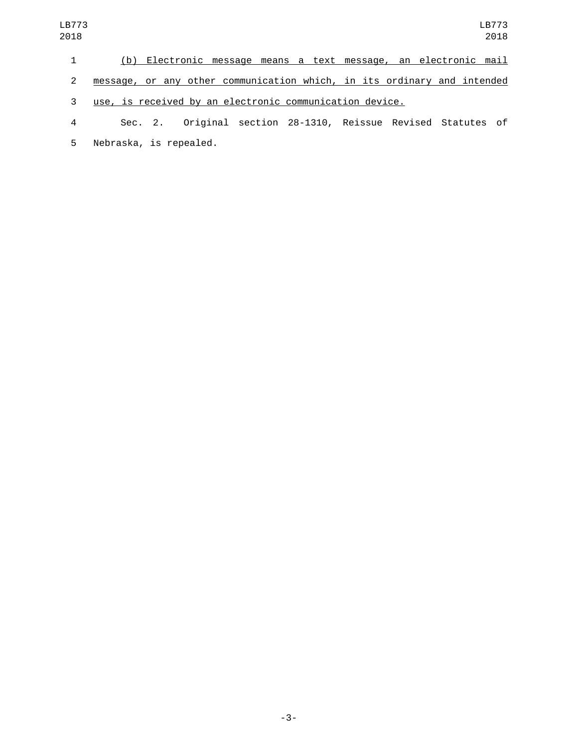(b) Electronic message means a text message, an electronic mail message, or any other communication which, in its ordinary and intended use, is received by an electronic communication device.

Sec. 2. Original section 28-1310, Reissue Revised Statutes of Nebraska, is repealed.